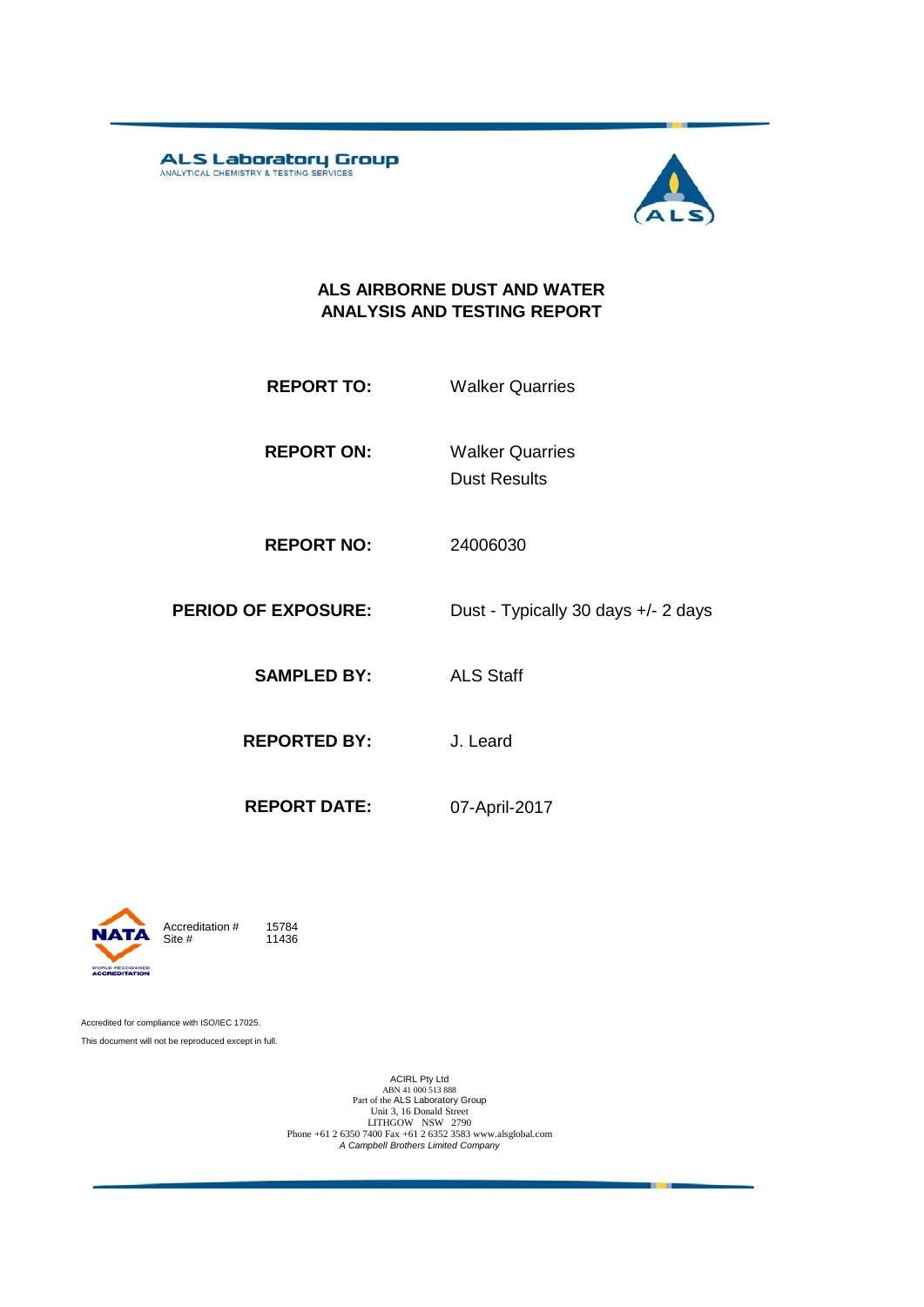**ALS Laboratory Group**
ANALYTICAL CHEMISTRY & TESTING SERVICES

# ALS AIRBORNE DUST AND WATER ANALYSIS AND TESTING REPORT

| | |
|---|---|
| **REPORT TO:** | Walker Quarries |
| **REPORT ON:** | Walker Quarries<br>Dust Results |
| **REPORT NO:** | 24006030 |
| **PERIOD OF EXPOSURE:** | Dust - Typically 30 days +/- 2 days |
| **SAMPLED BY:** | ALS Staff |
| **REPORTED BY:** | J. Leard |
| **REPORT DATE:** | 07-April-2017 |

NATA WORLD RECOGNISED ACCREDITATION

Accreditation # 15784
Site # 11436

Accredited for compliance with ISO/IEC 17025.

This document will not be reproduced except in full.

ACIRL Pty Ltd
ABN 41 000 513 888
Part of the ALS Laboratory Group
Unit 3, 16 Donald Street
LITHGOW NSW 2790
Phone +61 2 6350 7400 Fax +61 2 6352 3583 www.alsglobal.com
*A Campbell Brothers Limited Company*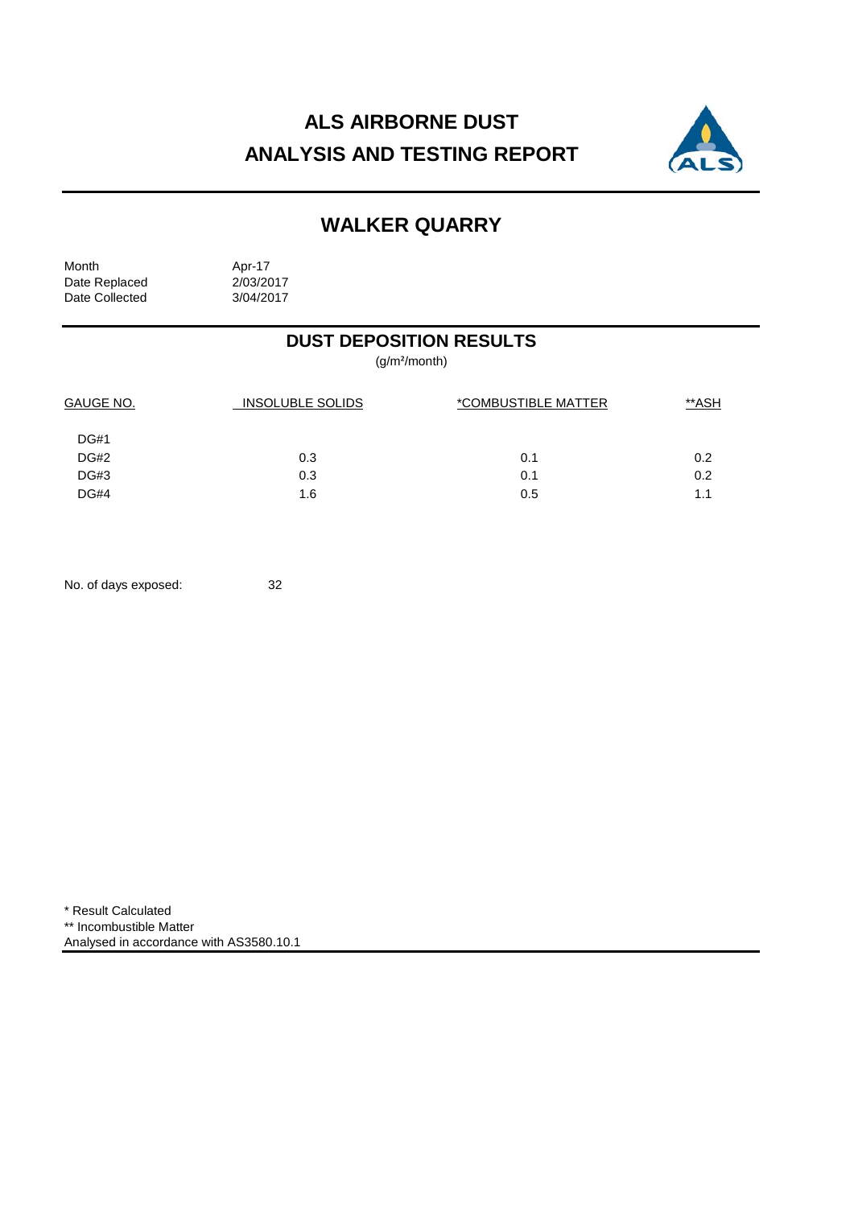# ALS AIRBORNE DUST
# ANALYSIS AND TESTING REPORT

## WALKER QUARRY

| | |
|---|---|
| Month | Apr-17 |
| Date Replaced | 2/03/2017 |
| Date Collected | 3/04/2017 |

## DUST DEPOSITION RESULTS

($g/m^2$/month)

| GAUGE NO. | INSOLUBLE SOLIDS | *COMBUSTIBLE MATTER | **ASH |
|---|---|---|---|
| DG#1 | | | |
| DG#2 | 0.3 | 0.1 | 0.2 |
| DG#3 | 0.3 | 0.1 | 0.2 |
| DG#4 | 1.6 | 0.5 | 1.1 |

No. of days exposed: 32

\* Result Calculated
\*\* Incombustible Matter
Analysed in accordance with AS3580.10.1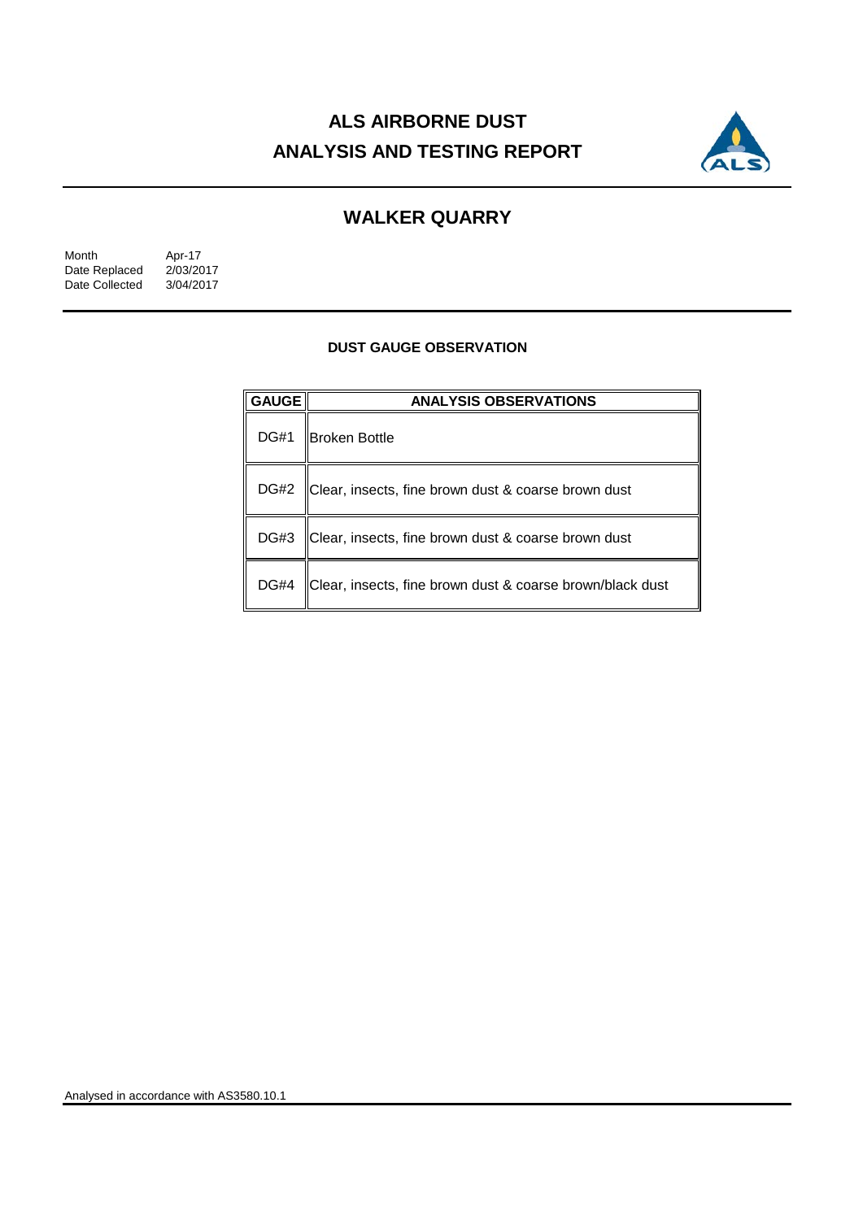# ALS AIRBORNE DUST ANALYSIS AND TESTING REPORT

## WALKER QUARRY

| | |
|---|---|
| Month | Apr-17 |
| Date Replaced | 2/03/2017 |
| Date Collected | 3/04/2017 |

### DUST GAUGE OBSERVATION

| GAUGE | ANALYSIS OBSERVATIONS |
|---|---|
| DG#1 | Broken Bottle |
| DG#2 | Clear, insects, fine brown dust & coarse brown dust |
| DG#3 | Clear, insects, fine brown dust & coarse brown dust |
| DG#4 | Clear, insects, fine brown dust & coarse brown/black dust |

Analysed in accordance with AS3580.10.1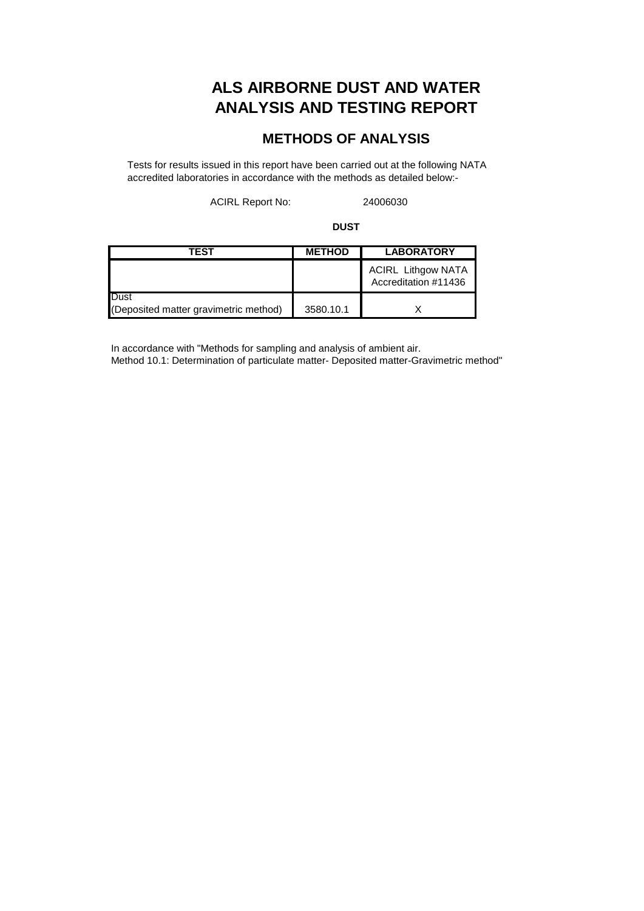# ALS AIRBORNE DUST AND WATER ANALYSIS AND TESTING REPORT

## METHODS OF ANALYSIS

Tests for results issued in this report have been carried out at the following NATA accredited laboratories in accordance with the methods as detailed below:-

ACIRL Report No: 24006030

**DUST**

| TEST | METHOD | LABORATORY |
|---|---|---|
| | | ACIRL Lithgow NATA Accreditation #11436 |
| Dust (Deposited matter gravimetric method) | 3580.10.1 | X |

In accordance with "Methods for sampling and analysis of ambient air.
Method 10.1: Determination of particulate matter- Deposited matter-Gravimetric method"